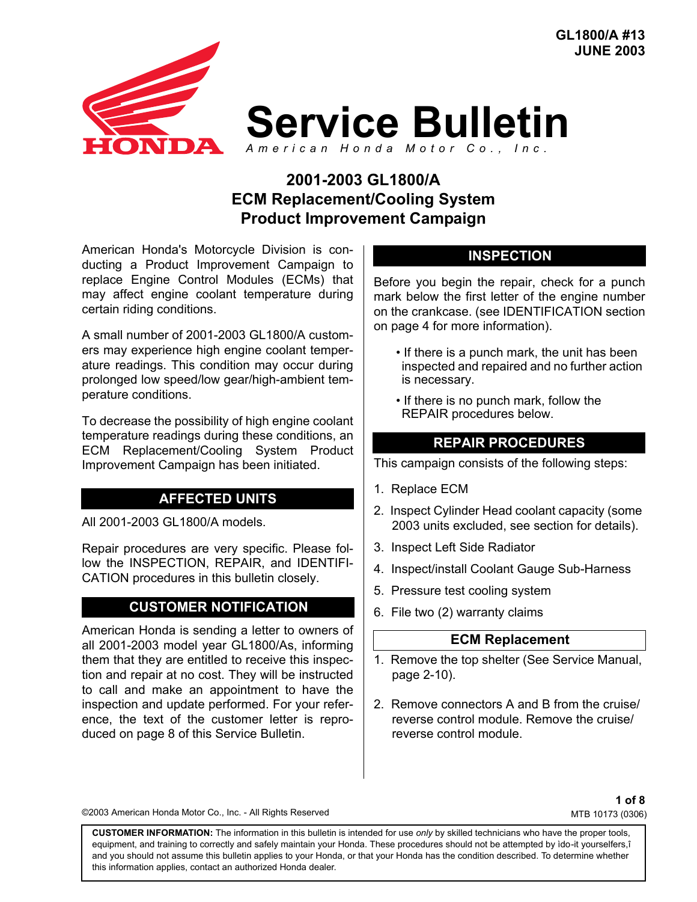GL1800/A #13
JUNE 2003

# Service Bulletin

American Honda Motor Co., Inc.

## 2001-2003 GL1800/A ECM Replacement/Cooling System Product Improvement Campaign

American Honda's Motorcycle Division is conducting a Product Improvement Campaign to replace Engine Control Modules (ECMs) that may affect engine coolant temperature during certain riding conditions.

A small number of 2001-2003 GL1800/A customers may experience high engine coolant temperature readings. This condition may occur during prolonged low speed/low gear/high-ambient temperature conditions.

To decrease the possibility of high engine coolant temperature readings during these conditions, an ECM Replacement/Cooling System Product Improvement Campaign has been initiated.

### AFFECTED UNITS

All 2001-2003 GL1800/A models.

Repair procedures are very specific. Please follow the INSPECTION, REPAIR, and IDENTIFICATION procedures in this bulletin closely.

### CUSTOMER NOTIFICATION

American Honda is sending a letter to owners of all 2001-2003 model year GL1800/As, informing them that they are entitled to receive this inspection and repair at no cost. They will be instructed to call and make an appointment to have the inspection and update performed. For your reference, the text of the customer letter is reproduced on page 8 of this Service Bulletin.

### INSPECTION

Before you begin the repair, check for a punch mark below the first letter of the engine number on the crankcase. (see IDENTIFICATION section on page 4 for more information).

- If there is a punch mark, the unit has been inspected and repaired and no further action is necessary.
- If there is no punch mark, follow the REPAIR procedures below.

### REPAIR PROCEDURES

This campaign consists of the following steps:

1. Replace ECM
2. Inspect Cylinder Head coolant capacity (some 2003 units excluded, see section for details).
3. Inspect Left Side Radiator
4. Inspect/install Coolant Gauge Sub-Harness
5. Pressure test cooling system
6. File two (2) warranty claims

#### ECM Replacement

1. Remove the top shelter (See Service Manual, page 2-10).
2. Remove connectors A and B from the cruise/reverse control module. Remove the cruise/reverse control module.

©2003 American Honda Motor Co., Inc. - All Rights Reserved

MTB 10173 (0306)

**CUSTOMER INFORMATION:** The information in this bulletin is intended for use *only* by skilled technicians who have the proper tools, equipment, and training to correctly and safely maintain your Honda. These procedures should not be attempted by ìdo-it yourselfers,î and you should not assume this bulletin applies to your Honda, or that your Honda has the condition described. To determine whether this information applies, contact an authorized Honda dealer.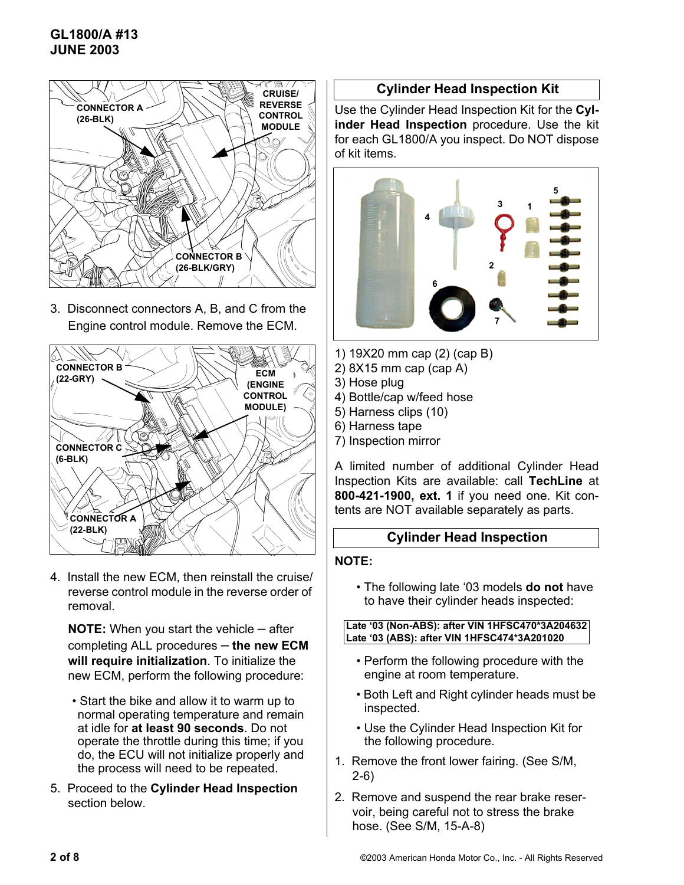3. Disconnect connectors A, B, and C from the Engine control module. Remove the ECM.

4. Install the new ECM, then reinstall the cruise/reverse control module in the reverse order of removal.

   **NOTE:** When you start the vehicle – after completing ALL procedures – **the new ECM will require initialization**. To initialize the new ECM, perform the following procedure:

   - Start the bike and allow it to warm up to normal operating temperature and remain at idle for **at least 90 seconds**. Do not operate the throttle during this time; if you do, the ECU will not initialize properly and the process will need to be repeated.

5. Proceed to the **Cylinder Head Inspection** section below.

## Cylinder Head Inspection Kit

Use the Cylinder Head Inspection Kit for the **Cylinder Head Inspection** procedure. Use the kit for each GL1800/A you inspect. Do NOT dispose of kit items.

1) 19X20 mm cap (2) (cap B)
2) 8X15 mm cap (cap A)
3) Hose plug
4) Bottle/cap w/feed hose
5) Harness clips (10)
6) Harness tape
7) Inspection mirror

A limited number of additional Cylinder Head Inspection Kits are available: call **TechLine** at **800-421-1900, ext. 1** if you need one. Kit contents are NOT available separately as parts.

## Cylinder Head Inspection

**NOTE:**

- The following late '03 models **do not** have to have their cylinder heads inspected:

  **Late '03 (Non-ABS): after VIN 1HFSC470*3A204632**
  **Late '03 (ABS): after VIN 1HFSC474*3A201020**

- Perform the following procedure with the engine at room temperature.
- Both Left and Right cylinder heads must be inspected.
- Use the Cylinder Head Inspection Kit for the following procedure.

1. Remove the front lower fairing. (See S/M, 2-6)
2. Remove and suspend the rear brake reservoir, being careful not to stress the brake hose. (See S/M, 15-A-8)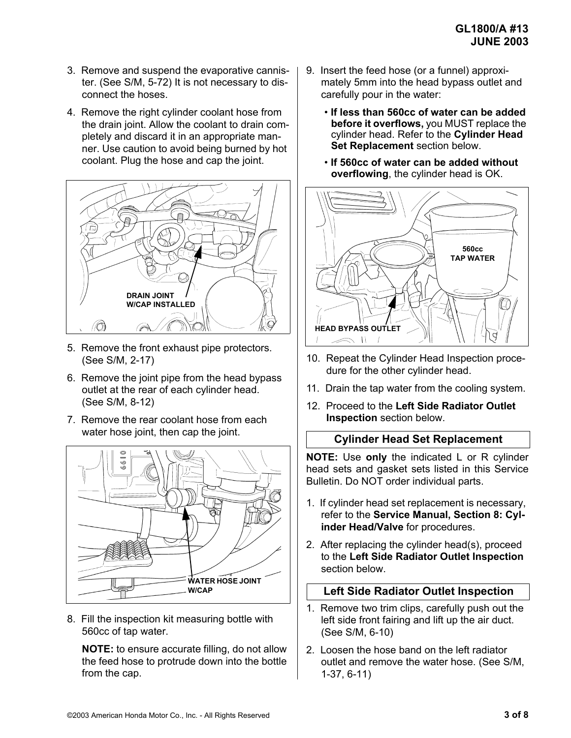3. Remove and suspend the evaporative cannister. (See S/M, 5-72) It is not necessary to disconnect the hoses.

4. Remove the right cylinder coolant hose from the drain joint. Allow the coolant to drain completely and discard it in an appropriate manner. Use caution to avoid being burned by hot coolant. Plug the hose and cap the joint.

DRAIN JOINT W/CAP INSTALLED

5. Remove the front exhaust pipe protectors. (See S/M, 2-17)

6. Remove the joint pipe from the head bypass outlet at the rear of each cylinder head. (See S/M, 8-12)

7. Remove the rear coolant hose from each water hose joint, then cap the joint.

WATER HOSE JOINT W/CAP

8. Fill the inspection kit measuring bottle with 560cc of tap water.

   **NOTE:** to ensure accurate filling, do not allow the feed hose to protrude down into the bottle from the cap.

9. Insert the feed hose (or a funnel) approximately 5mm into the head bypass outlet and carefully pour in the water:

   - **If less than 560cc of water can be added before it overflows,** you MUST replace the cylinder head. Refer to the **Cylinder Head Set Replacement** section below.
   - **If 560cc of water can be added without overflowing**, the cylinder head is OK.

560cc TAP WATER

HEAD BYPASS OUTLET

10. Repeat the Cylinder Head Inspection procedure for the other cylinder head.

11. Drain the tap water from the cooling system.

12. Proceed to the **Left Side Radiator Outlet Inspection** section below.

## Cylinder Head Set Replacement

**NOTE:** Use **only** the indicated L or R cylinder head sets and gasket sets listed in this Service Bulletin. Do NOT order individual parts.

1. If cylinder head set replacement is necessary, refer to the **Service Manual, Section 8: Cylinder Head/Valve** for procedures.

2. After replacing the cylinder head(s), proceed to the **Left Side Radiator Outlet Inspection** section below.

## Left Side Radiator Outlet Inspection

1. Remove two trim clips, carefully push out the left side front fairing and lift up the air duct. (See S/M, 6-10)

2. Loosen the hose band on the left radiator outlet and remove the water hose. (See S/M, 1-37, 6-11)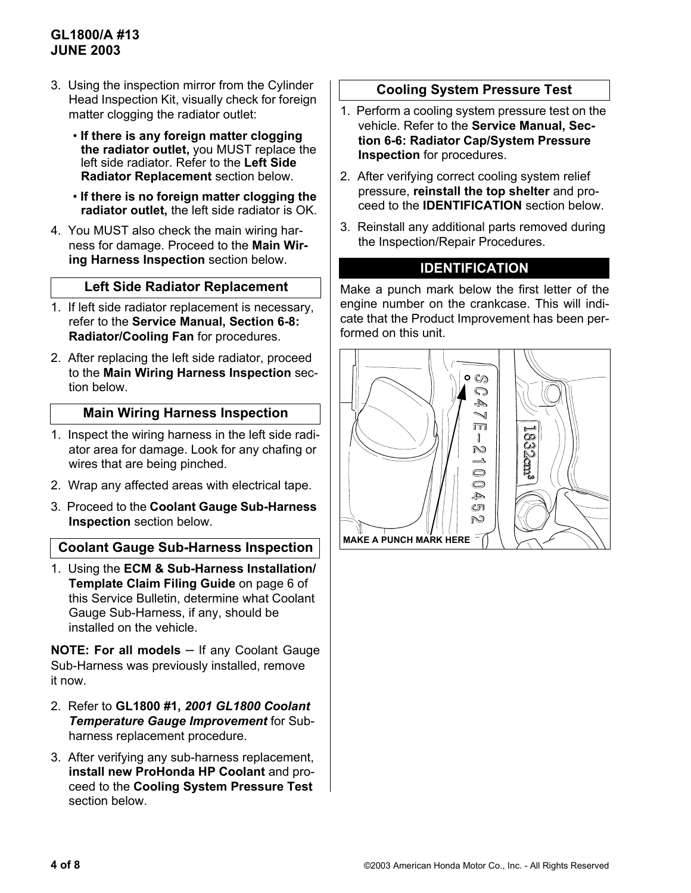3. Using the inspection mirror from the Cylinder Head Inspection Kit, visually check for foreign matter clogging the radiator outlet:
   - **If there is any foreign matter clogging the radiator outlet,** you MUST replace the left side radiator. Refer to the **Left Side Radiator Replacement** section below.
   - **If there is no foreign matter clogging the radiator outlet,** the left side radiator is OK.
4. You MUST also check the main wiring harness for damage. Proceed to the **Main Wiring Harness Inspection** section below.

### Left Side Radiator Replacement

1. If left side radiator replacement is necessary, refer to the **Service Manual, Section 6-8: Radiator/Cooling Fan** for procedures.
2. After replacing the left side radiator, proceed to the **Main Wiring Harness Inspection** section below.

### Main Wiring Harness Inspection

1. Inspect the wiring harness in the left side radiator area for damage. Look for any chafing or wires that are being pinched.
2. Wrap any affected areas with electrical tape.
3. Proceed to the **Coolant Gauge Sub-Harness Inspection** section below.

### Coolant Gauge Sub-Harness Inspection

1. Using the **ECM & Sub-Harness Installation/ Template Claim Filing Guide** on page 6 of this Service Bulletin, determine what Coolant Gauge Sub-Harness, if any, should be installed on the vehicle.

**NOTE: For all models** – If any Coolant Gauge Sub-Harness was previously installed, remove it now.

2. Refer to **GL1800 #1, *2001 GL1800 Coolant Temperature Gauge Improvement*** for Sub-harness replacement procedure.
3. After verifying any sub-harness replacement, **install new ProHonda HP Coolant** and proceed to the **Cooling System Pressure Test** section below.

### Cooling System Pressure Test

1. Perform a cooling system pressure test on the vehicle. Refer to the **Service Manual, Section 6-6: Radiator Cap/System Pressure Inspection** for procedures.
2. After verifying correct cooling system relief pressure, **reinstall the top shelter** and proceed to the **IDENTIFICATION** section below.
3. Reinstall any additional parts removed during the Inspection/Repair Procedures.

## IDENTIFICATION

Make a punch mark below the first letter of the engine number on the crankcase. This will indicate that the Product Improvement has been performed on this unit.

SC47E-2100452

1832cm³

MAKE A PUNCH MARK HERE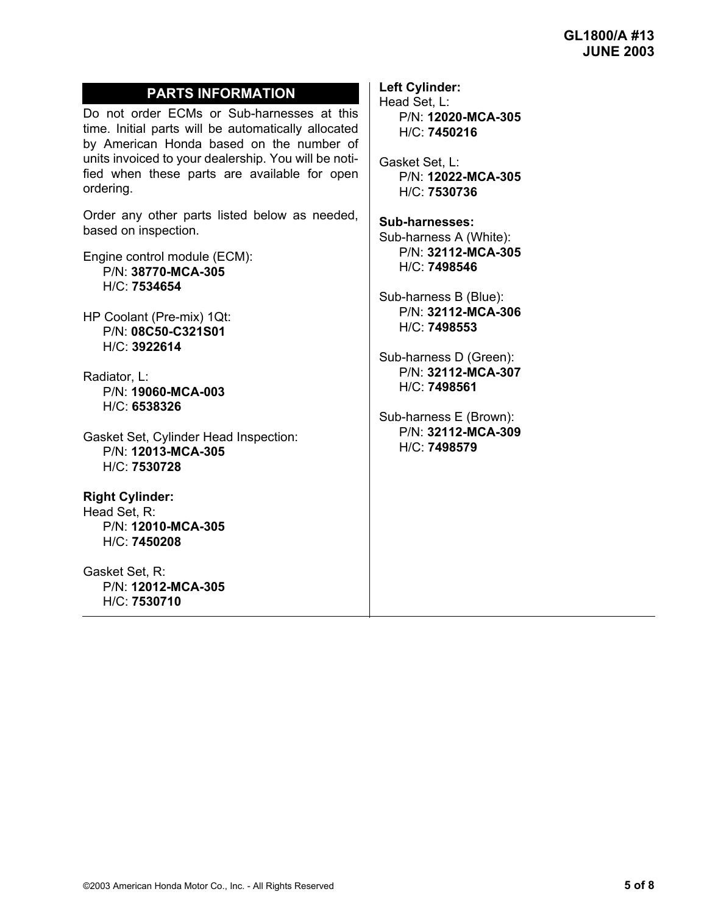## PARTS INFORMATION

Do not order ECMs or Sub-harnesses at this time. Initial parts will be automatically allocated by American Honda based on the number of units invoiced to your dealership. You will be notified when these parts are available for open ordering.

Order any other parts listed below as needed, based on inspection.

Engine control module (ECM):
  P/N: **38770-MCA-305**
  H/C: **7534654**

HP Coolant (Pre-mix) 1Qt:
  P/N: **08C50-C321S01**
  H/C: **3922614**

Radiator, L:
  P/N: **19060-MCA-003**
  H/C: **6538326**

Gasket Set, Cylinder Head Inspection:
  P/N: **12013-MCA-305**
  H/C: **7530728**

**Right Cylinder:**

Head Set, R:
  P/N: **12010-MCA-305**
  H/C: **7450208**

Gasket Set, R:
  P/N: **12012-MCA-305**
  H/C: **7530710**

**Left Cylinder:**

Head Set, L:
  P/N: **12020-MCA-305**
  H/C: **7450216**

Gasket Set, L:
  P/N: **12022-MCA-305**
  H/C: **7530736**

**Sub-harnesses:**

Sub-harness A (White):
  P/N: **32112-MCA-305**
  H/C: **7498546**

Sub-harness B (Blue):
  P/N: **32112-MCA-306**
  H/C: **7498553**

Sub-harness D (Green):
  P/N: **32112-MCA-307**
  H/C: **7498561**

Sub-harness E (Brown):
  P/N: **32112-MCA-309**
  H/C: **7498579**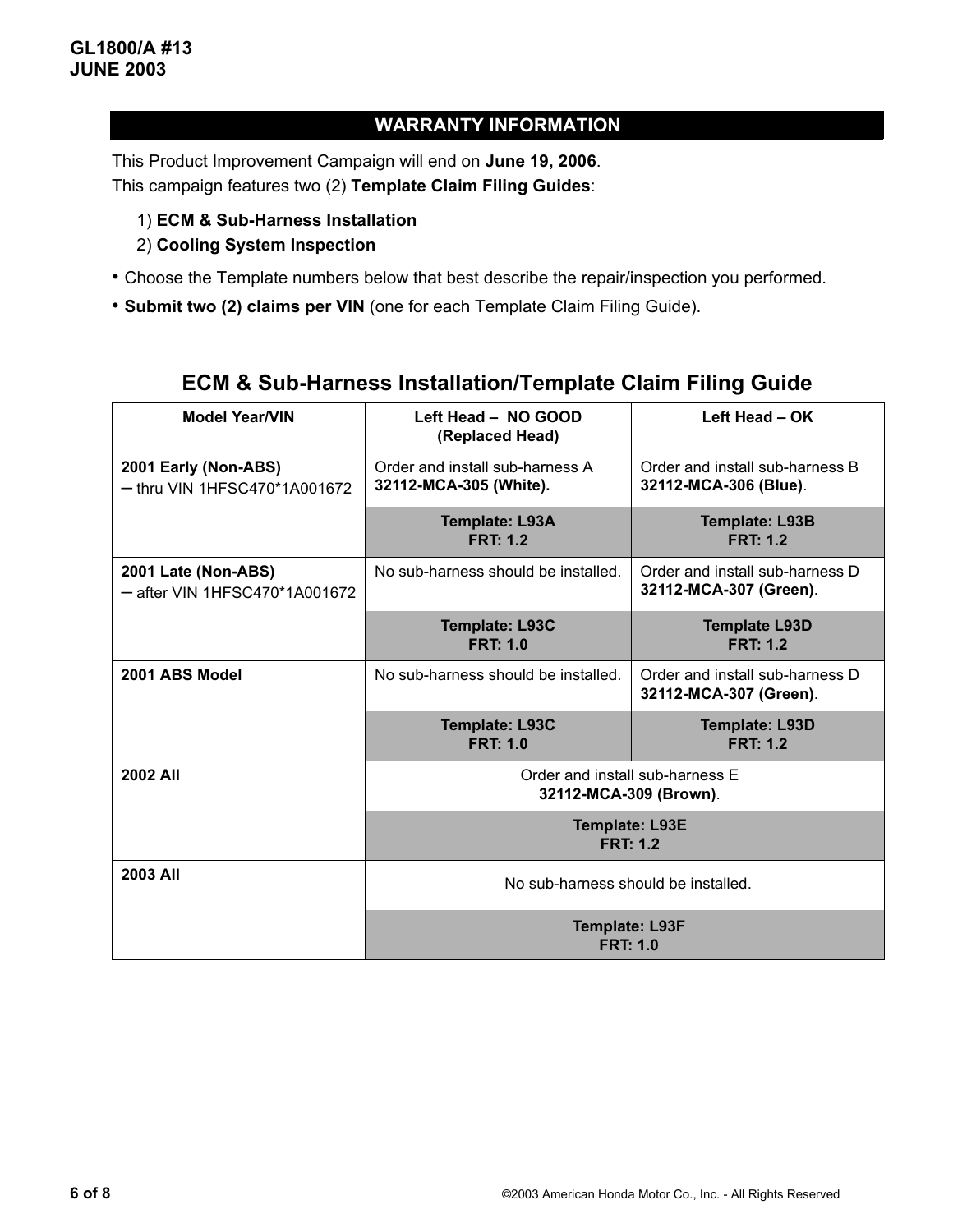GL1800/A #13
JUNE 2003

## WARRANTY INFORMATION

This Product Improvement Campaign will end on **June 19, 2006**.
This campaign features two (2) **Template Claim Filing Guides**:

1) **ECM & Sub-Harness Installation**
2) **Cooling System Inspection**

- Choose the Template numbers below that best describe the repair/inspection you performed.
- **Submit two (2) claims per VIN** (one for each Template Claim Filing Guide).

## ECM & Sub-Harness Installation/Template Claim Filing Guide

| Model Year/VIN | Left Head – NO GOOD (Replaced Head) | Left Head – OK |
|---|---|---|
| **2001 Early (Non-ABS)** – thru VIN 1HFSC470*1A001672 | Order and install sub-harness A **32112-MCA-305 (White).** | Order and install sub-harness B **32112-MCA-306 (Blue)**. |
| | **Template: L93A FRT: 1.2** | **Template: L93B FRT: 1.2** |
| **2001 Late (Non-ABS)** – after VIN 1HFSC470*1A001672 | No sub-harness should be installed. | Order and install sub-harness D **32112-MCA-307 (Green)**. |
| | **Template: L93C FRT: 1.0** | **Template L93D FRT: 1.2** |
| **2001 ABS Model** | No sub-harness should be installed. | Order and install sub-harness D **32112-MCA-307 (Green)**. |
| | **Template: L93C FRT: 1.0** | **Template: L93D FRT: 1.2** |
| **2002 All** | Order and install sub-harness E **32112-MCA-309 (Brown)**. | |
| | **Template: L93E FRT: 1.2** | |
| **2003 All** | No sub-harness should be installed. | |
| | **Template: L93F FRT: 1.0** | |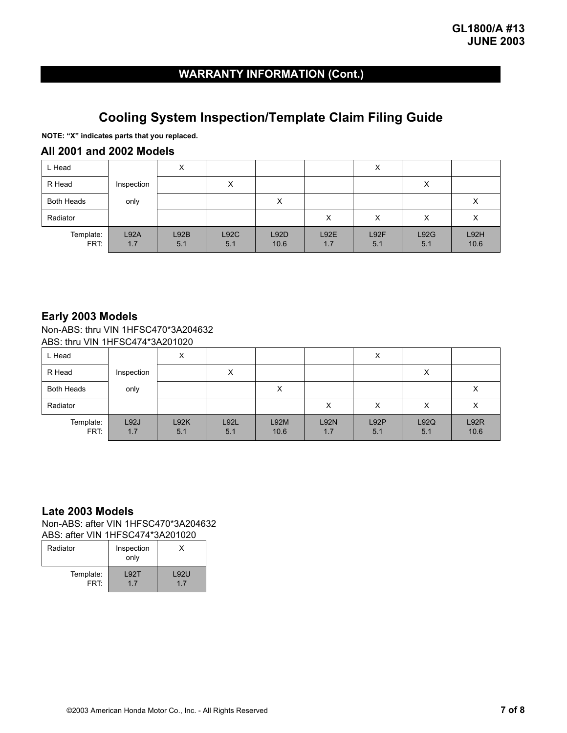## WARRANTY INFORMATION (Cont.)

# Cooling System Inspection/Template Claim Filing Guide

**NOTE: "X" indicates parts that you replaced.**

### All 2001 and 2002 Models

| | | | | | | | | |
|---|---|---|---|---|---|---|---|---|
| L Head | Inspection only | X | | | | X | | |
| R Head | | | X | | | | X | |
| Both Heads | | | | X | | | | X |
| Radiator | | | | | X | X | X | X |
| Template: FRT: | L92A 1.7 | L92B 5.1 | L92C 5.1 | L92D 10.6 | L92E 1.7 | L92F 5.1 | L92G 5.1 | L92H 10.6 |

### Early 2003 Models

Non-ABS: thru VIN 1HFSC470*3A204632
ABS: thru VIN 1HFSC474*3A201020

| | | | | | | | | |
|---|---|---|---|---|---|---|---|---|
| L Head | Inspection only | X | | | | X | | |
| R Head | | | X | | | | X | |
| Both Heads | | | | X | | | | X |
| Radiator | | | | | X | X | X | X |
| Template: FRT: | L92J 1.7 | L92K 5.1 | L92L 5.1 | L92M 10.6 | L92N 1.7 | L92P 5.1 | L92Q 5.1 | L92R 10.6 |

### Late 2003 Models

Non-ABS: after VIN 1HFSC470*3A204632
ABS: after VIN 1HFSC474*3A201020

| | | |
|---|---|---|
| Radiator | Inspection only | X |
| Template: FRT: | L92T 1.7 | L92U 1.7 |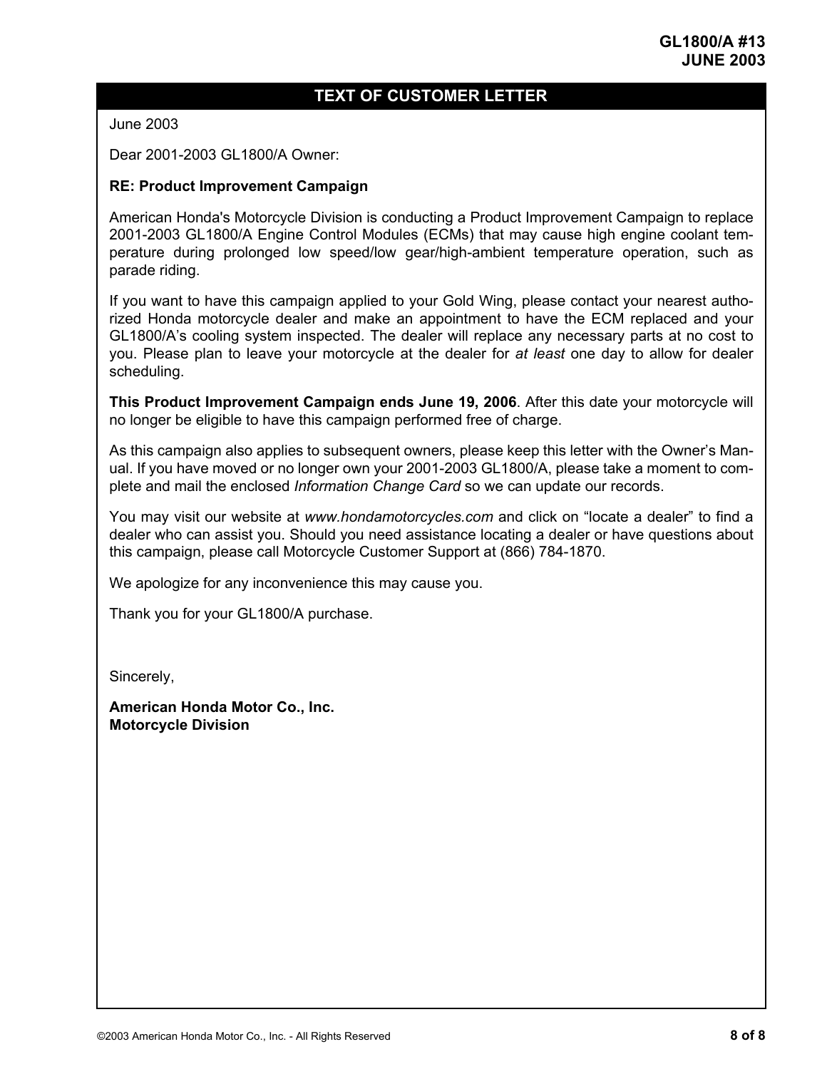## TEXT OF CUSTOMER LETTER

June 2003

Dear 2001-2003 GL1800/A Owner:

**RE: Product Improvement Campaign**

American Honda's Motorcycle Division is conducting a Product Improvement Campaign to replace 2001-2003 GL1800/A Engine Control Modules (ECMs) that may cause high engine coolant temperature during prolonged low speed/low gear/high-ambient temperature operation, such as parade riding.

If you want to have this campaign applied to your Gold Wing, please contact your nearest authorized Honda motorcycle dealer and make an appointment to have the ECM replaced and your GL1800/A's cooling system inspected. The dealer will replace any necessary parts at no cost to you. Please plan to leave your motorcycle at the dealer for *at least* one day to allow for dealer scheduling.

**This Product Improvement Campaign ends June 19, 2006**. After this date your motorcycle will no longer be eligible to have this campaign performed free of charge.

As this campaign also applies to subsequent owners, please keep this letter with the Owner's Manual. If you have moved or no longer own your 2001-2003 GL1800/A, please take a moment to complete and mail the enclosed *Information Change Card* so we can update our records.

You may visit our website at *www.hondamotorcycles.com* and click on "locate a dealer" to find a dealer who can assist you. Should you need assistance locating a dealer or have questions about this campaign, please call Motorcycle Customer Support at (866) 784-1870.

We apologize for any inconvenience this may cause you.

Thank you for your GL1800/A purchase.

Sincerely,

**American Honda Motor Co., Inc.**
**Motorcycle Division**